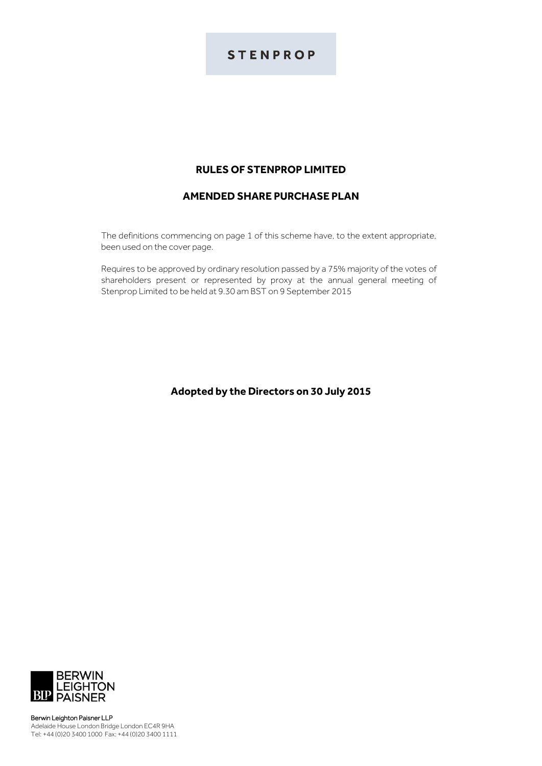**STENPROP**

# RULES OF STENPROP LIMITED

## AMENDED SHARE PURCHASE PLAN

The definitions commencing on page 1 of this scheme have, to the extent appropriate, been used on the cover page.

Requires to be approved by ordinary resolution passed by a 75% majority of the votes of shareholders present or represented by proxy at the annual general meeting of Stenprop Limited to be held at 9.30 am BST on 9 September 2015

**Adopted by the Directors on 30 July 2015**

BERWIN LEIGHTON PAISNER

**Berwin Leighton Paisner LLP**
Adelaide House London Bridge London EC4R 9HA
Tel: +44 (0)20 3400 1000 Fax: +44 (0)20 3400 1111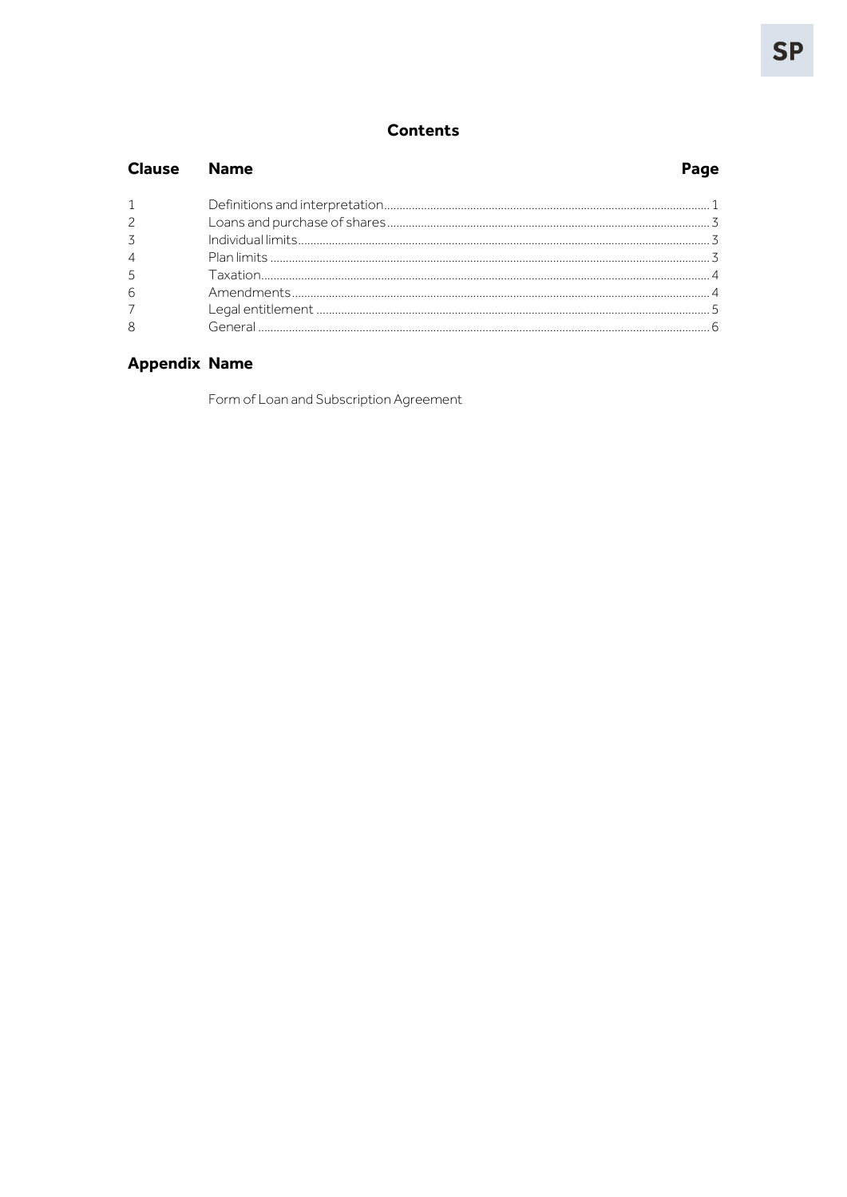## Contents

| Clause | Name | Page |
| --- | --- | --- |
| 1 | Definitions and interpretation | 1 |
| 2 | Loans and purchase of shares | 3 |
| 3 | Individual limits | 3 |
| 4 | Plan limits | 3 |
| 5 | Taxation | 4 |
| 6 | Amendments | 4 |
| 7 | Legal entitlement | 5 |
| 8 | General | 6 |

| Appendix | Name |
| --- | --- |
| | Form of Loan and Subscription Agreement |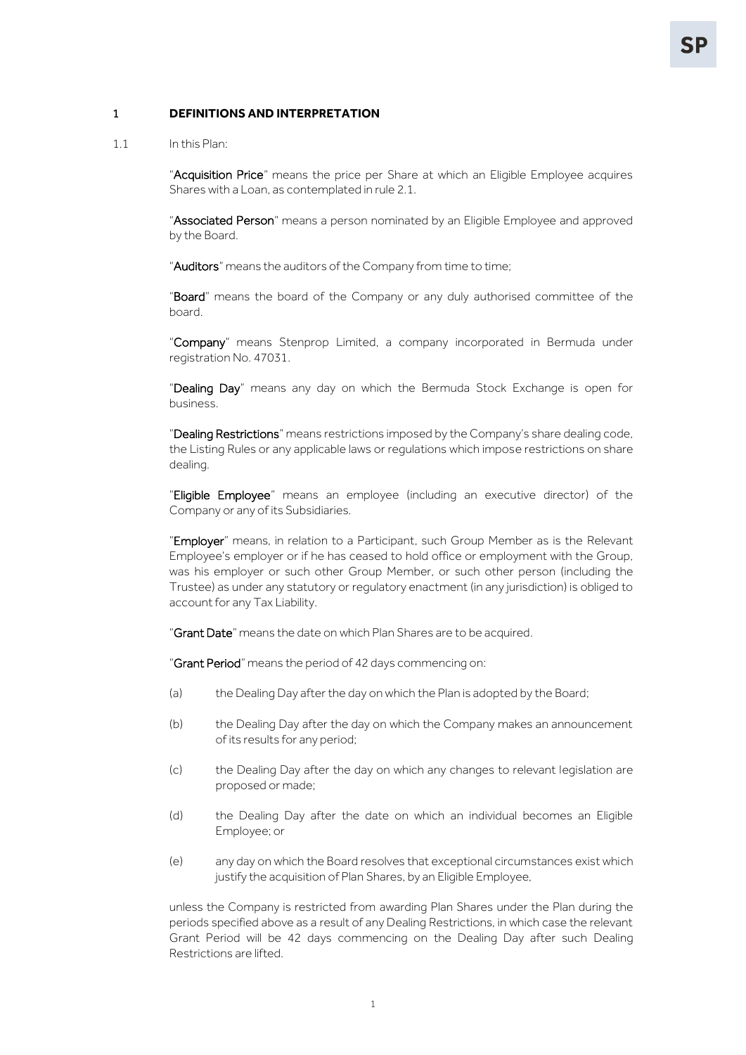## 1 DEFINITIONS AND INTERPRETATION

1.1 In this Plan:

"**Acquisition Price**" means the price per Share at which an Eligible Employee acquires Shares with a Loan, as contemplated in rule 2.1.

"**Associated Person**" means a person nominated by an Eligible Employee and approved by the Board.

"**Auditors**" means the auditors of the Company from time to time;

"**Board**" means the board of the Company or any duly authorised committee of the board.

"**Company**" means Stenprop Limited, a company incorporated in Bermuda under registration No. 47031.

"**Dealing Day**" means any day on which the Bermuda Stock Exchange is open for business.

"**Dealing Restrictions**" means restrictions imposed by the Company's share dealing code, the Listing Rules or any applicable laws or regulations which impose restrictions on share dealing.

"**Eligible Employee**" means an employee (including an executive director) of the Company or any of its Subsidiaries.

"**Employer**" means, in relation to a Participant, such Group Member as is the Relevant Employee's employer or if he has ceased to hold office or employment with the Group, was his employer or such other Group Member, or such other person (including the Trustee) as under any statutory or regulatory enactment (in any jurisdiction) is obliged to account for any Tax Liability.

"**Grant Date**" means the date on which Plan Shares are to be acquired.

"**Grant Period**" means the period of 42 days commencing on:

(a) the Dealing Day after the day on which the Plan is adopted by the Board;

(b) the Dealing Day after the day on which the Company makes an announcement of its results for any period;

(c) the Dealing Day after the day on which any changes to relevant legislation are proposed or made;

(d) the Dealing Day after the date on which an individual becomes an Eligible Employee; or

(e) any day on which the Board resolves that exceptional circumstances exist which justify the acquisition of Plan Shares, by an Eligible Employee,

unless the Company is restricted from awarding Plan Shares under the Plan during the periods specified above as a result of any Dealing Restrictions, in which case the relevant Grant Period will be 42 days commencing on the Dealing Day after such Dealing Restrictions are lifted.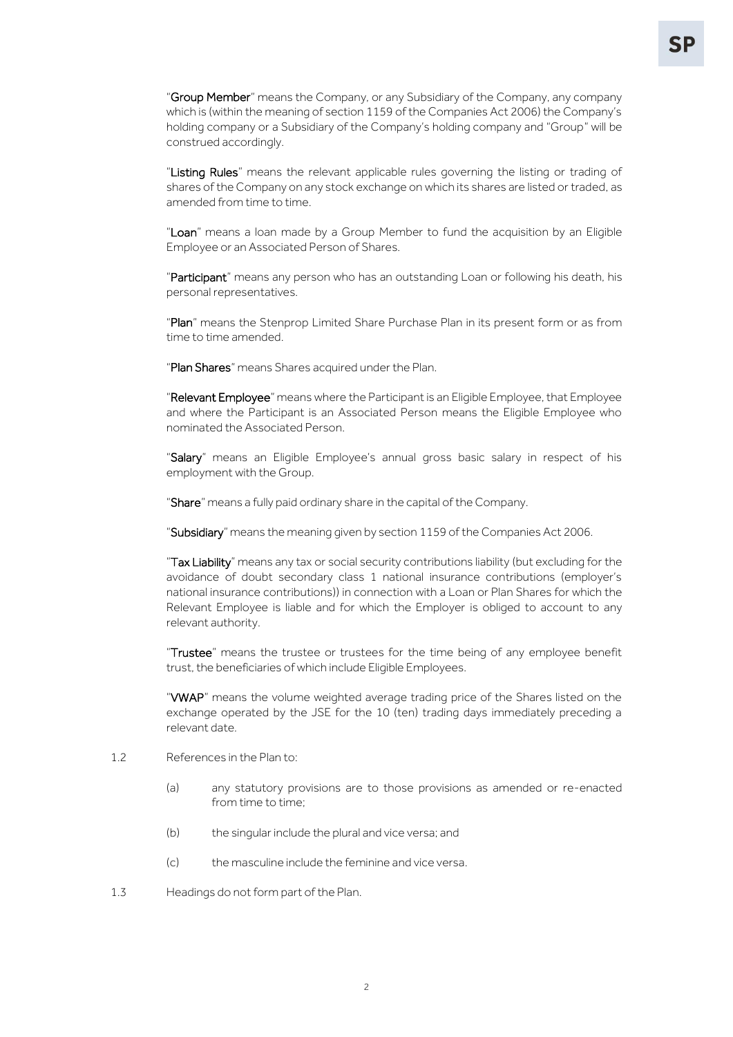"**Group Member**" means the Company, or any Subsidiary of the Company, any company which is (within the meaning of section 1159 of the Companies Act 2006) the Company's holding company or a Subsidiary of the Company's holding company and "Group" will be construed accordingly.

"**Listing Rules**" means the relevant applicable rules governing the listing or trading of shares of the Company on any stock exchange on which its shares are listed or traded, as amended from time to time.

"**Loan**" means a loan made by a Group Member to fund the acquisition by an Eligible Employee or an Associated Person of Shares.

"**Participant**" means any person who has an outstanding Loan or following his death, his personal representatives.

"**Plan**" means the Stenprop Limited Share Purchase Plan in its present form or as from time to time amended.

"**Plan Shares**" means Shares acquired under the Plan.

"**Relevant Employee**" means where the Participant is an Eligible Employee, that Employee and where the Participant is an Associated Person means the Eligible Employee who nominated the Associated Person.

"**Salary**" means an Eligible Employee's annual gross basic salary in respect of his employment with the Group.

"**Share**" means a fully paid ordinary share in the capital of the Company.

"**Subsidiary**" means the meaning given by section 1159 of the Companies Act 2006.

"**Tax Liability**" means any tax or social security contributions liability (but excluding for the avoidance of doubt secondary class 1 national insurance contributions (employer's national insurance contributions)) in connection with a Loan or Plan Shares for which the Relevant Employee is liable and for which the Employer is obliged to account to any relevant authority.

"**Trustee**" means the trustee or trustees for the time being of any employee benefit trust, the beneficiaries of which include Eligible Employees.

"**VWAP**" means the volume weighted average trading price of the Shares listed on the exchange operated by the JSE for the 10 (ten) trading days immediately preceding a relevant date.

1.2 References in the Plan to:

(a) any statutory provisions are to those provisions as amended or re-enacted from time to time;

(b) the singular include the plural and vice versa; and

(c) the masculine include the feminine and vice versa.

1.3 Headings do not form part of the Plan.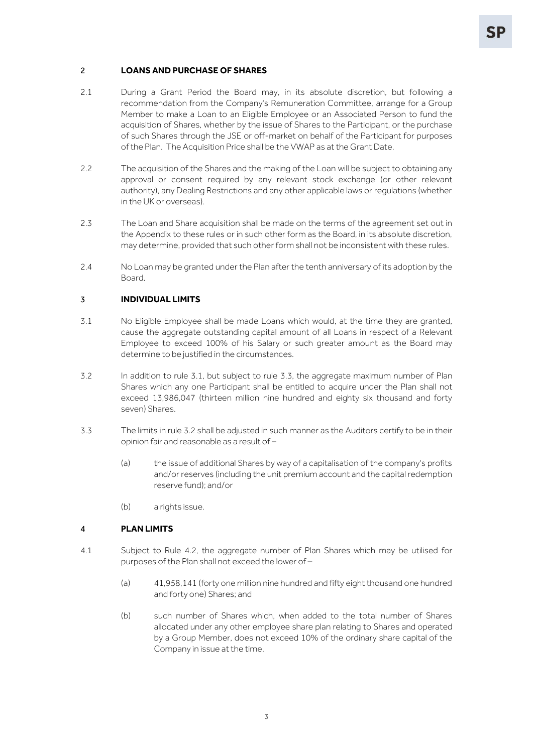## 2 LOANS AND PURCHASE OF SHARES

2.1 During a Grant Period the Board may, in its absolute discretion, but following a recommendation from the Company's Remuneration Committee, arrange for a Group Member to make a Loan to an Eligible Employee or an Associated Person to fund the acquisition of Shares, whether by the issue of Shares to the Participant, or the purchase of such Shares through the JSE or off-market on behalf of the Participant for purposes of the Plan. The Acquisition Price shall be the VWAP as at the Grant Date.

2.2 The acquisition of the Shares and the making of the Loan will be subject to obtaining any approval or consent required by any relevant stock exchange (or other relevant authority), any Dealing Restrictions and any other applicable laws or regulations (whether in the UK or overseas).

2.3 The Loan and Share acquisition shall be made on the terms of the agreement set out in the Appendix to these rules or in such other form as the Board, in its absolute discretion, may determine, provided that such other form shall not be inconsistent with these rules.

2.4 No Loan may be granted under the Plan after the tenth anniversary of its adoption by the Board.

## 3 INDIVIDUAL LIMITS

3.1 No Eligible Employee shall be made Loans which would, at the time they are granted, cause the aggregate outstanding capital amount of all Loans in respect of a Relevant Employee to exceed 100% of his Salary or such greater amount as the Board may determine to be justified in the circumstances.

3.2 In addition to rule 3.1, but subject to rule 3.3, the aggregate maximum number of Plan Shares which any one Participant shall be entitled to acquire under the Plan shall not exceed 13,986,047 (thirteen million nine hundred and eighty six thousand and forty seven) Shares.

3.3 The limits in rule 3.2 shall be adjusted in such manner as the Auditors certify to be in their opinion fair and reasonable as a result of –

(a) the issue of additional Shares by way of a capitalisation of the company's profits and/or reserves (including the unit premium account and the capital redemption reserve fund); and/or

(b) a rights issue.

## 4 PLAN LIMITS

4.1 Subject to Rule 4.2, the aggregate number of Plan Shares which may be utilised for purposes of the Plan shall not exceed the lower of –

(a) 41,958,141 (forty one million nine hundred and fifty eight thousand one hundred and forty one) Shares; and

(b) such number of Shares which, when added to the total number of Shares allocated under any other employee share plan relating to Shares and operated by a Group Member, does not exceed 10% of the ordinary share capital of the Company in issue at the time.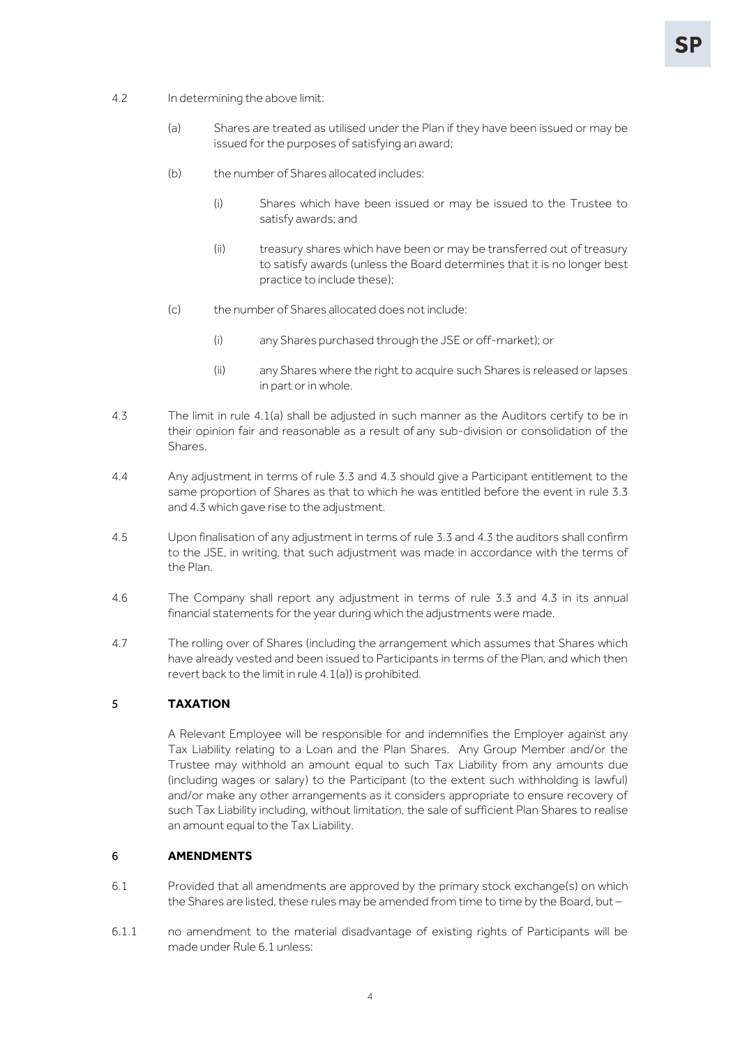4.2 In determining the above limit:

(a) Shares are treated as utilised under the Plan if they have been issued or may be issued for the purposes of satisfying an award;

(b) the number of Shares allocated includes:

(i) Shares which have been issued or may be issued to the Trustee to satisfy awards; and

(ii) treasury shares which have been or may be transferred out of treasury to satisfy awards (unless the Board determines that it is no longer best practice to include these);

(c) the number of Shares allocated does not include:

(i) any Shares purchased through the JSE or off-market); or

(ii) any Shares where the right to acquire such Shares is released or lapses in part or in whole.

4.3 The limit in rule 4.1(a) shall be adjusted in such manner as the Auditors certify to be in their opinion fair and reasonable as a result of any sub-division or consolidation of the Shares.

4.4 Any adjustment in terms of rule 3.3 and 4.3 should give a Participant entitlement to the same proportion of Shares as that to which he was entitled before the event in rule 3.3 and 4.3 which gave rise to the adjustment.

4.5 Upon finalisation of any adjustment in terms of rule 3.3 and 4.3 the auditors shall confirm to the JSE, in writing, that such adjustment was made in accordance with the terms of the Plan.

4.6 The Company shall report any adjustment in terms of rule 3.3 and 4.3 in its annual financial statements for the year during which the adjustments were made.

4.7 The rolling over of Shares (including the arrangement which assumes that Shares which have already vested and been issued to Participants in terms of the Plan, and which then revert back to the limit in rule 4.1(a)) is prohibited.

## 5 TAXATION

A Relevant Employee will be responsible for and indemnifies the Employer against any Tax Liability relating to a Loan and the Plan Shares. Any Group Member and/or the Trustee may withhold an amount equal to such Tax Liability from any amounts due (including wages or salary) to the Participant (to the extent such withholding is lawful) and/or make any other arrangements as it considers appropriate to ensure recovery of such Tax Liability including, without limitation, the sale of sufficient Plan Shares to realise an amount equal to the Tax Liability.

## 6 AMENDMENTS

6.1 Provided that all amendments are approved by the primary stock exchange(s) on which the Shares are listed, these rules may be amended from time to time by the Board, but –

6.1.1 no amendment to the material disadvantage of existing rights of Participants will be made under Rule 6.1 unless: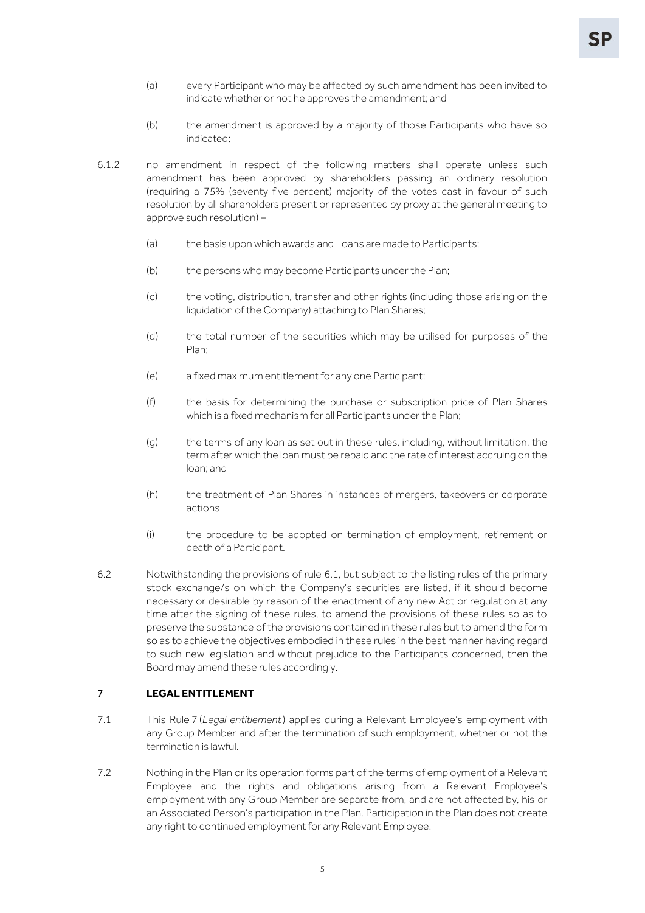(a) every Participant who may be affected by such amendment has been invited to indicate whether or not he approves the amendment; and

(b) the amendment is approved by a majority of those Participants who have so indicated;

6.1.2 no amendment in respect of the following matters shall operate unless such amendment has been approved by shareholders passing an ordinary resolution (requiring a 75% (seventy five percent) majority of the votes cast in favour of such resolution by all shareholders present or represented by proxy at the general meeting to approve such resolution) –

(a) the basis upon which awards and Loans are made to Participants;

(b) the persons who may become Participants under the Plan;

(c) the voting, distribution, transfer and other rights (including those arising on the liquidation of the Company) attaching to Plan Shares;

(d) the total number of the securities which may be utilised for purposes of the Plan;

(e) a fixed maximum entitlement for any one Participant;

(f) the basis for determining the purchase or subscription price of Plan Shares which is a fixed mechanism for all Participants under the Plan;

(g) the terms of any loan as set out in these rules, including, without limitation, the term after which the loan must be repaid and the rate of interest accruing on the loan; and

(h) the treatment of Plan Shares in instances of mergers, takeovers or corporate actions

(i) the procedure to be adopted on termination of employment, retirement or death of a Participant.

6.2 Notwithstanding the provisions of rule 6.1, but subject to the listing rules of the primary stock exchange/s on which the Company's securities are listed, if it should become necessary or desirable by reason of the enactment of any new Act or regulation at any time after the signing of these rules, to amend the provisions of these rules so as to preserve the substance of the provisions contained in these rules but to amend the form so as to achieve the objectives embodied in these rules in the best manner having regard to such new legislation and without prejudice to the Participants concerned, then the Board may amend these rules accordingly.

## 7 LEGAL ENTITLEMENT

7.1 This Rule 7 (*Legal entitlement*) applies during a Relevant Employee's employment with any Group Member and after the termination of such employment, whether or not the termination is lawful.

7.2 Nothing in the Plan or its operation forms part of the terms of employment of a Relevant Employee and the rights and obligations arising from a Relevant Employee's employment with any Group Member are separate from, and are not affected by, his or an Associated Person's participation in the Plan. Participation in the Plan does not create any right to continued employment for any Relevant Employee.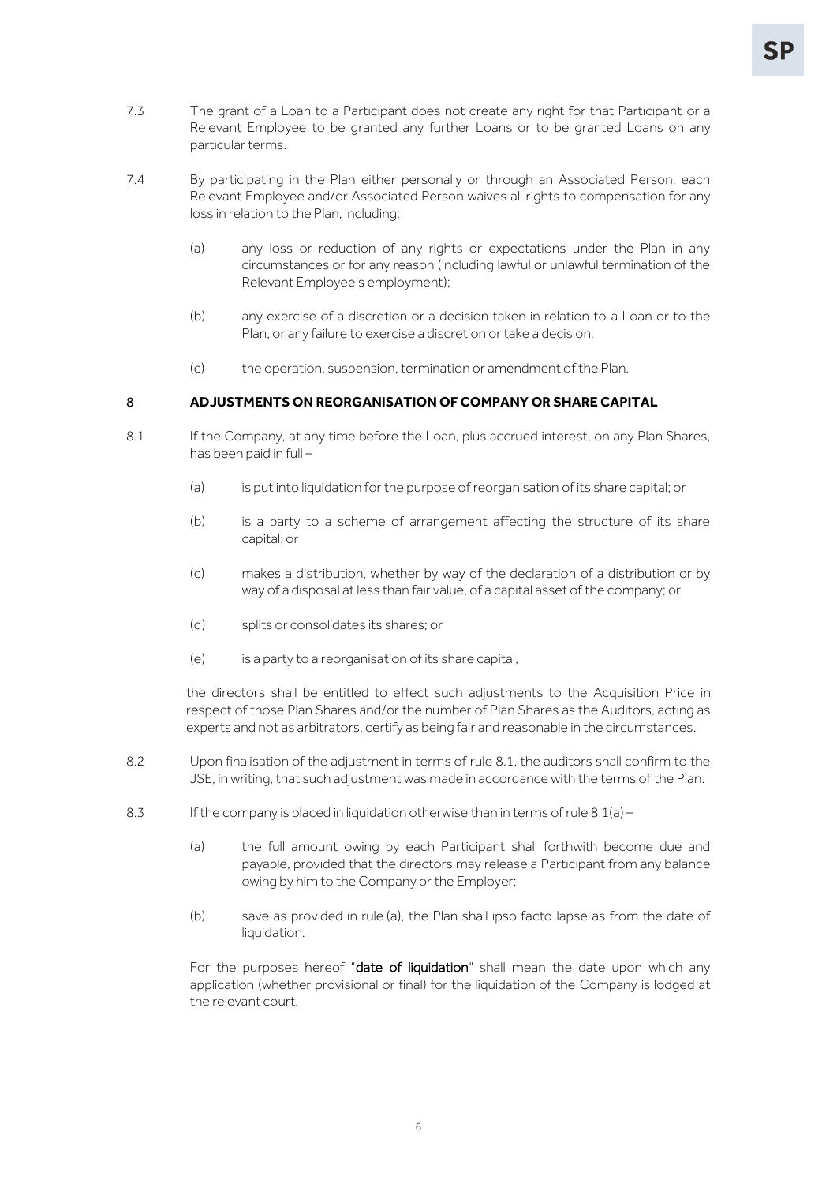7.3 The grant of a Loan to a Participant does not create any right for that Participant or a Relevant Employee to be granted any further Loans or to be granted Loans on any particular terms.

7.4 By participating in the Plan either personally or through an Associated Person, each Relevant Employee and/or Associated Person waives all rights to compensation for any loss in relation to the Plan, including:

(a) any loss or reduction of any rights or expectations under the Plan in any circumstances or for any reason (including lawful or unlawful termination of the Relevant Employee's employment);

(b) any exercise of a discretion or a decision taken in relation to a Loan or to the Plan, or any failure to exercise a discretion or take a decision;

(c) the operation, suspension, termination or amendment of the Plan.

## 8 ADJUSTMENTS ON REORGANISATION OF COMPANY OR SHARE CAPITAL

8.1 If the Company, at any time before the Loan, plus accrued interest, on any Plan Shares, has been paid in full –

(a) is put into liquidation for the purpose of reorganisation of its share capital; or

(b) is a party to a scheme of arrangement affecting the structure of its share capital; or

(c) makes a distribution, whether by way of the declaration of a distribution or by way of a disposal at less than fair value, of a capital asset of the company; or

(d) splits or consolidates its shares; or

(e) is a party to a reorganisation of its share capital,

the directors shall be entitled to effect such adjustments to the Acquisition Price in respect of those Plan Shares and/or the number of Plan Shares as the Auditors, acting as experts and not as arbitrators, certify as being fair and reasonable in the circumstances.

8.2 Upon finalisation of the adjustment in terms of rule 8.1, the auditors shall confirm to the JSE, in writing, that such adjustment was made in accordance with the terms of the Plan.

8.3 If the company is placed in liquidation otherwise than in terms of rule 8.1(a) –

(a) the full amount owing by each Participant shall forthwith become due and payable, provided that the directors may release a Participant from any balance owing by him to the Company or the Employer;

(b) save as provided in rule (a), the Plan shall ipso facto lapse as from the date of liquidation.

For the purposes hereof "**date of liquidation**" shall mean the date upon which any application (whether provisional or final) for the liquidation of the Company is lodged at the relevant court.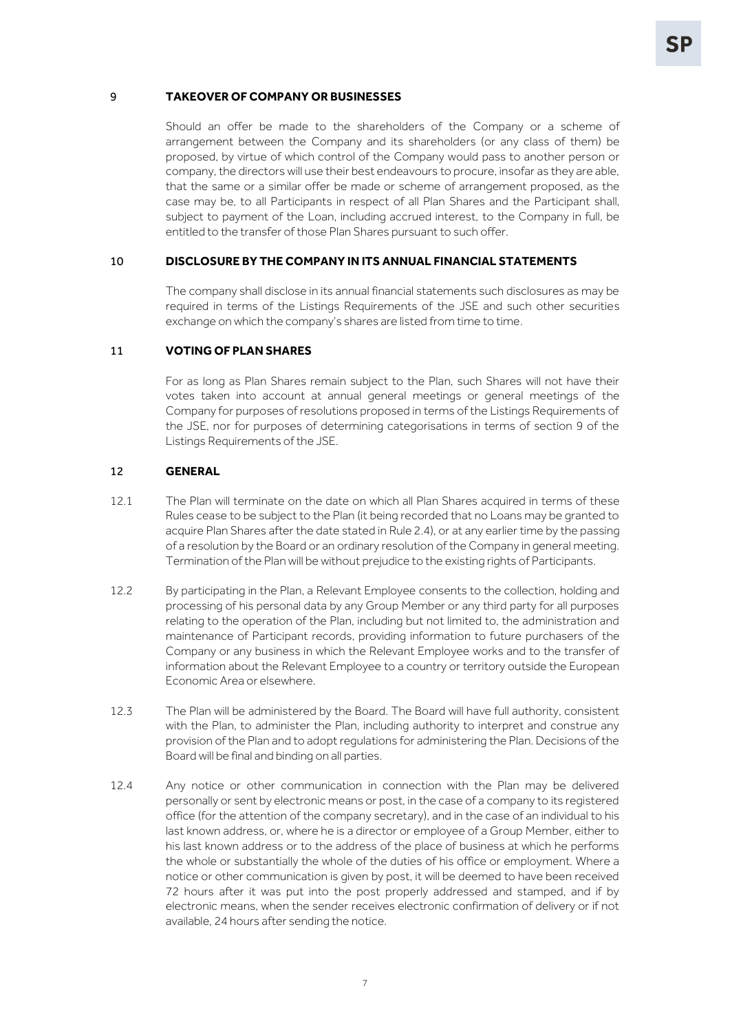## 9 TAKEOVER OF COMPANY OR BUSINESSES

Should an offer be made to the shareholders of the Company or a scheme of arrangement between the Company and its shareholders (or any class of them) be proposed, by virtue of which control of the Company would pass to another person or company, the directors will use their best endeavours to procure, insofar as they are able, that the same or a similar offer be made or scheme of arrangement proposed, as the case may be, to all Participants in respect of all Plan Shares and the Participant shall, subject to payment of the Loan, including accrued interest, to the Company in full, be entitled to the transfer of those Plan Shares pursuant to such offer.

## 10 DISCLOSURE BY THE COMPANY IN ITS ANNUAL FINANCIAL STATEMENTS

The company shall disclose in its annual financial statements such disclosures as may be required in terms of the Listings Requirements of the JSE and such other securities exchange on which the company's shares are listed from time to time.

## 11 VOTING OF PLAN SHARES

For as long as Plan Shares remain subject to the Plan, such Shares will not have their votes taken into account at annual general meetings or general meetings of the Company for purposes of resolutions proposed in terms of the Listings Requirements of the JSE, nor for purposes of determining categorisations in terms of section 9 of the Listings Requirements of the JSE.

## 12 GENERAL

12.1 The Plan will terminate on the date on which all Plan Shares acquired in terms of these Rules cease to be subject to the Plan (it being recorded that no Loans may be granted to acquire Plan Shares after the date stated in Rule 2.4), or at any earlier time by the passing of a resolution by the Board or an ordinary resolution of the Company in general meeting. Termination of the Plan will be without prejudice to the existing rights of Participants.

12.2 By participating in the Plan, a Relevant Employee consents to the collection, holding and processing of his personal data by any Group Member or any third party for all purposes relating to the operation of the Plan, including but not limited to, the administration and maintenance of Participant records, providing information to future purchasers of the Company or any business in which the Relevant Employee works and to the transfer of information about the Relevant Employee to a country or territory outside the European Economic Area or elsewhere.

12.3 The Plan will be administered by the Board. The Board will have full authority, consistent with the Plan, to administer the Plan, including authority to interpret and construe any provision of the Plan and to adopt regulations for administering the Plan. Decisions of the Board will be final and binding on all parties.

12.4 Any notice or other communication in connection with the Plan may be delivered personally or sent by electronic means or post, in the case of a company to its registered office (for the attention of the company secretary), and in the case of an individual to his last known address, or, where he is a director or employee of a Group Member, either to his last known address or to the address of the place of business at which he performs the whole or substantially the whole of the duties of his office or employment. Where a notice or other communication is given by post, it will be deemed to have been received 72 hours after it was put into the post properly addressed and stamped, and if by electronic means, when the sender receives electronic confirmation of delivery or if not available, 24 hours after sending the notice.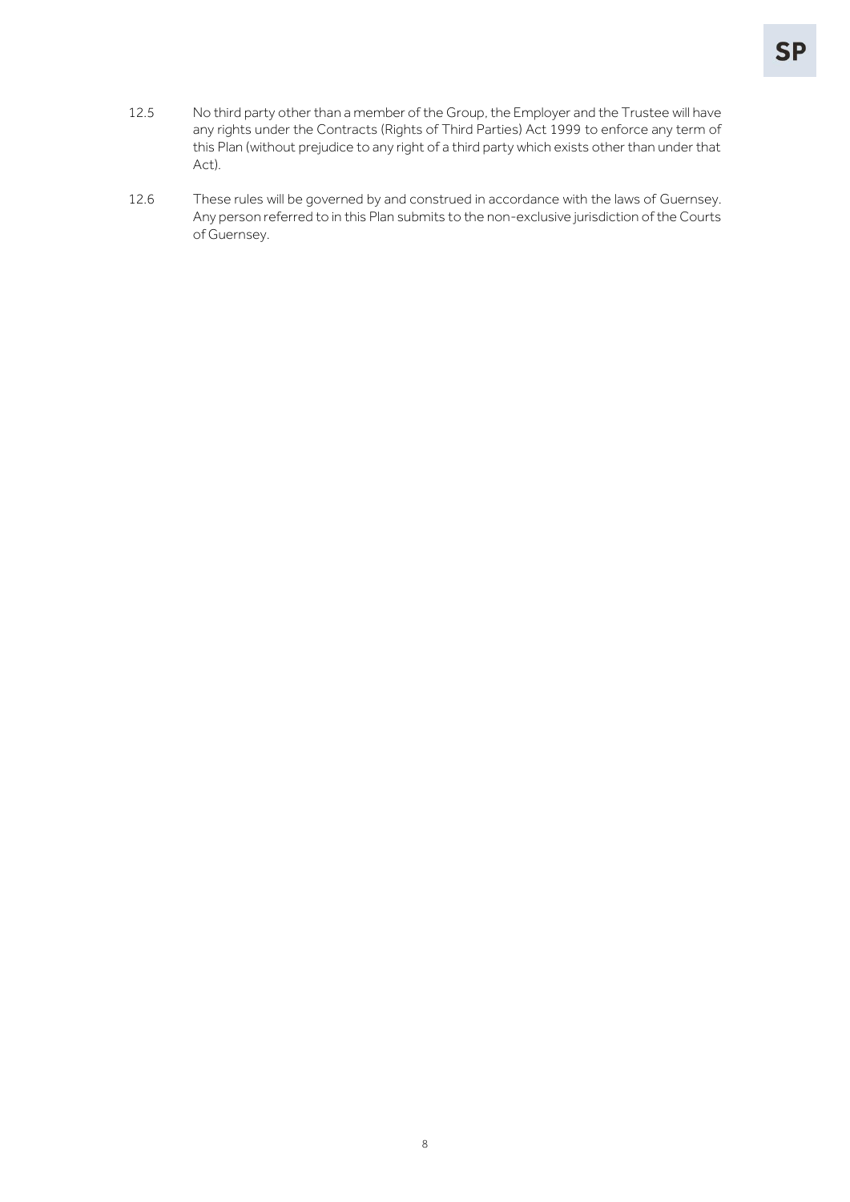12.5 No third party other than a member of the Group, the Employer and the Trustee will have any rights under the Contracts (Rights of Third Parties) Act 1999 to enforce any term of this Plan (without prejudice to any right of a third party which exists other than under that Act).

12.6 These rules will be governed by and construed in accordance with the laws of Guernsey. Any person referred to in this Plan submits to the non-exclusive jurisdiction of the Courts of Guernsey.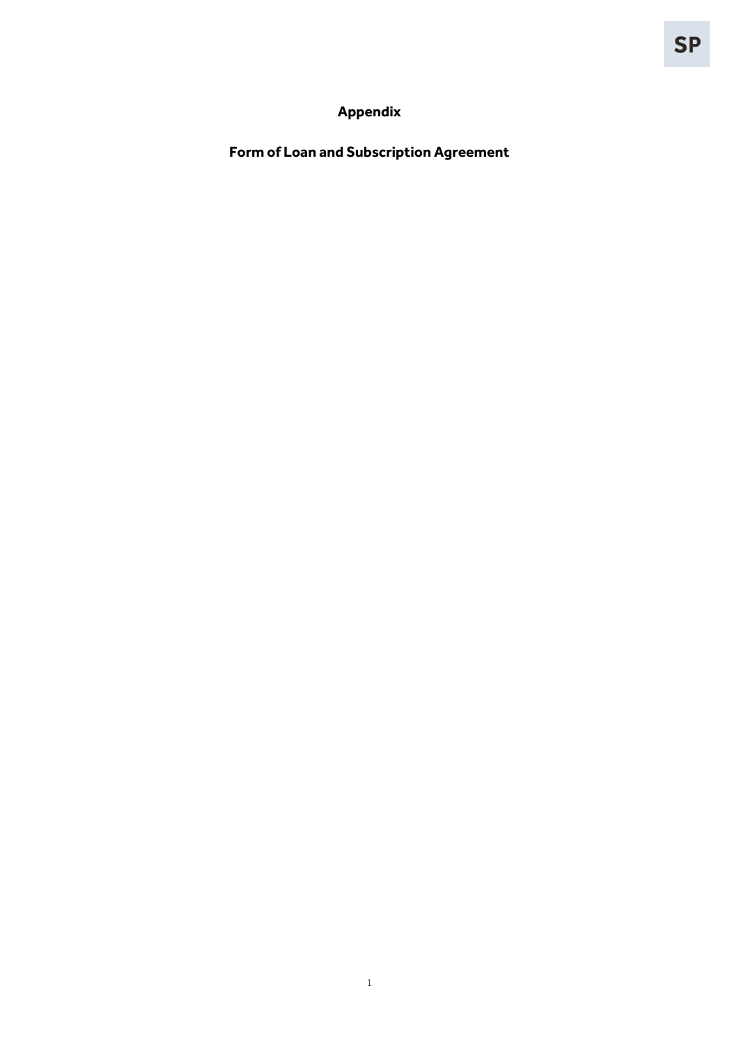# Appendix

## Form of Loan and Subscription Agreement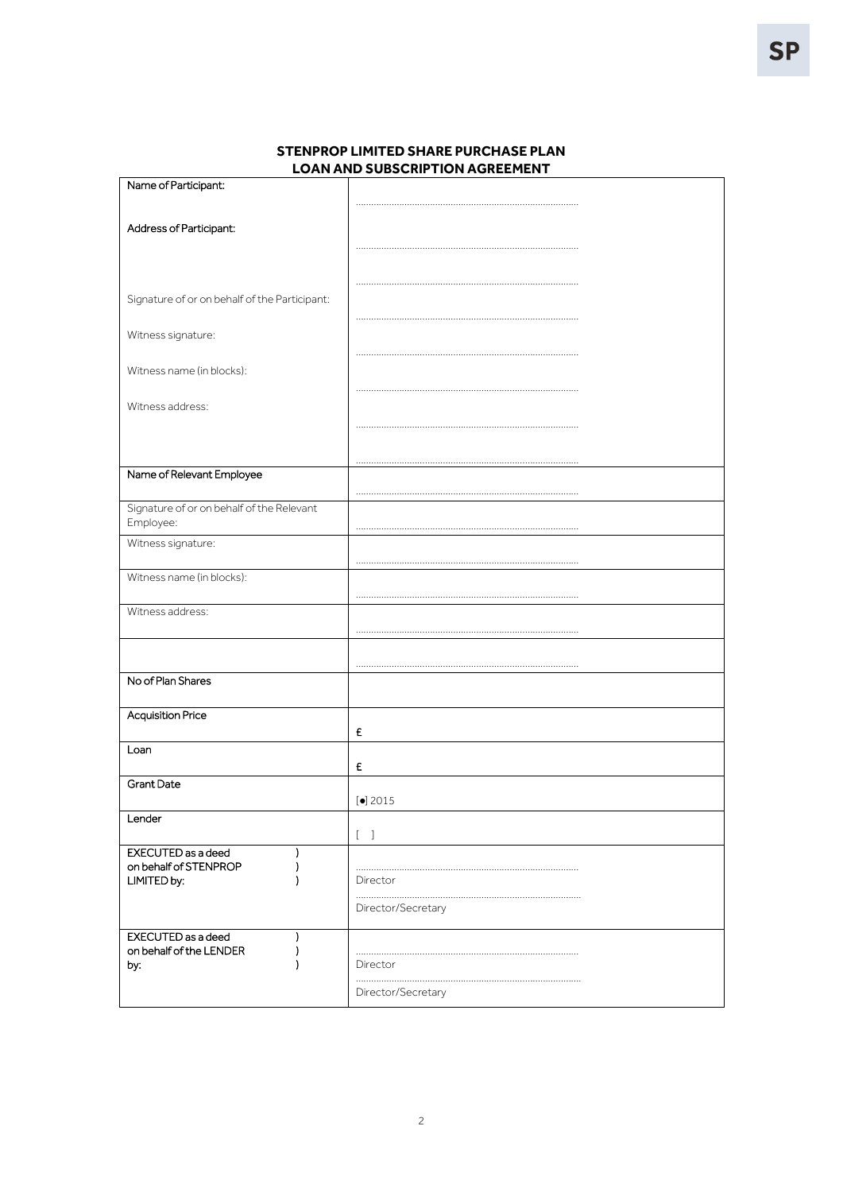**STENPROP LIMITED SHARE PURCHASE PLAN**
**LOAN AND SUBSCRIPTION AGREEMENT**

| | |
|---|---|
| Name of Participant: | ........................................................................ |
| Address of Participant: | ........................................................................<br>........................................................................ |
| Signature of or on behalf of the Participant: | ........................................................................ |
| Witness signature: | ........................................................................ |
| Witness name (in blocks): | ........................................................................ |
| Witness address: | ........................................................................<br>........................................................................ |
| Name of Relevant Employee | ........................................................................ |
| Signature of or on behalf of the Relevant Employee: | ........................................................................ |
| Witness signature: | ........................................................................ |
| Witness name (in blocks): | ........................................................................ |
| Witness address: | ........................................................................ |
| | ........................................................................ |
| No of Plan Shares | |
| Acquisition Price | £ |
| Loan | £ |
| Grant Date | [●] 2015 |
| Lender | [ ] |
| EXECUTED as a deed )<br>on behalf of STENPROP )<br>LIMITED by: ) | ........................................................................<br>Director<br>........................................................................<br>Director/Secretary |
| EXECUTED as a deed )<br>on behalf of the LENDER )<br>by: ) | ........................................................................<br>Director<br>........................................................................<br>Director/Secretary |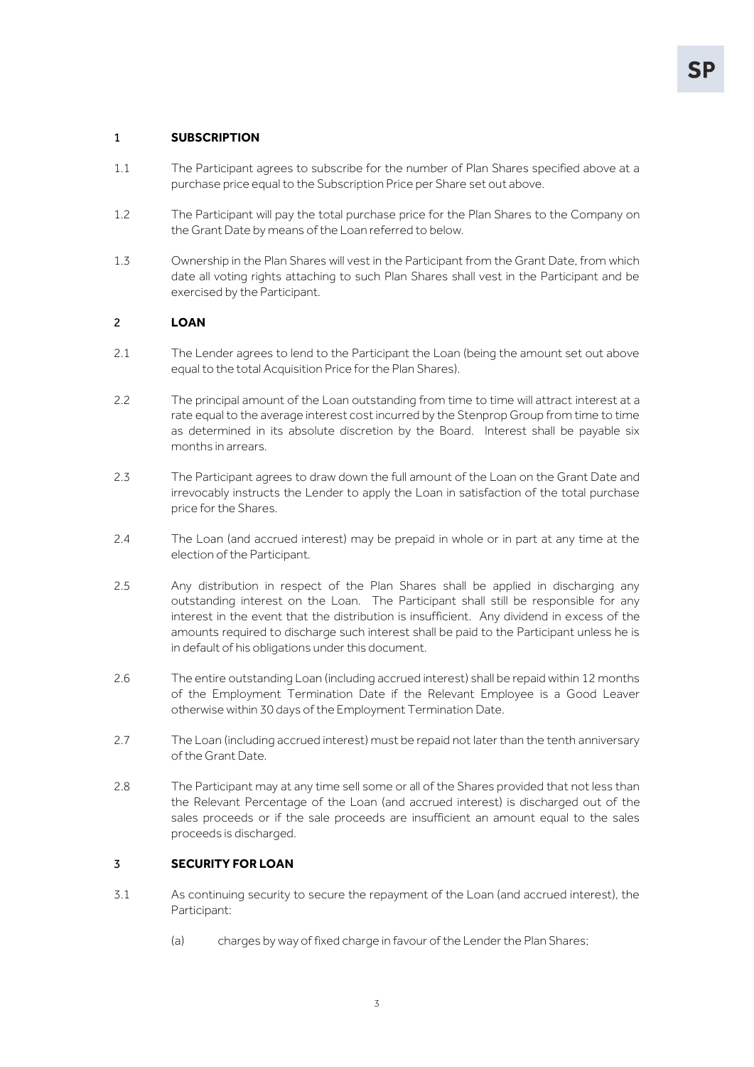## 1 SUBSCRIPTION

1.1 The Participant agrees to subscribe for the number of Plan Shares specified above at a purchase price equal to the Subscription Price per Share set out above.

1.2 The Participant will pay the total purchase price for the Plan Shares to the Company on the Grant Date by means of the Loan referred to below.

1.3 Ownership in the Plan Shares will vest in the Participant from the Grant Date, from which date all voting rights attaching to such Plan Shares shall vest in the Participant and be exercised by the Participant.

## 2 LOAN

2.1 The Lender agrees to lend to the Participant the Loan (being the amount set out above equal to the total Acquisition Price for the Plan Shares).

2.2 The principal amount of the Loan outstanding from time to time will attract interest at a rate equal to the average interest cost incurred by the Stenprop Group from time to time as determined in its absolute discretion by the Board. Interest shall be payable six months in arrears.

2.3 The Participant agrees to draw down the full amount of the Loan on the Grant Date and irrevocably instructs the Lender to apply the Loan in satisfaction of the total purchase price for the Shares.

2.4 The Loan (and accrued interest) may be prepaid in whole or in part at any time at the election of the Participant.

2.5 Any distribution in respect of the Plan Shares shall be applied in discharging any outstanding interest on the Loan. The Participant shall still be responsible for any interest in the event that the distribution is insufficient. Any dividend in excess of the amounts required to discharge such interest shall be paid to the Participant unless he is in default of his obligations under this document.

2.6 The entire outstanding Loan (including accrued interest) shall be repaid within 12 months of the Employment Termination Date if the Relevant Employee is a Good Leaver otherwise within 30 days of the Employment Termination Date.

2.7 The Loan (including accrued interest) must be repaid not later than the tenth anniversary of the Grant Date.

2.8 The Participant may at any time sell some or all of the Shares provided that not less than the Relevant Percentage of the Loan (and accrued interest) is discharged out of the sales proceeds or if the sale proceeds are insufficient an amount equal to the sales proceeds is discharged.

## 3 SECURITY FOR LOAN

3.1 As continuing security to secure the repayment of the Loan (and accrued interest), the Participant:

(a) charges by way of fixed charge in favour of the Lender the Plan Shares;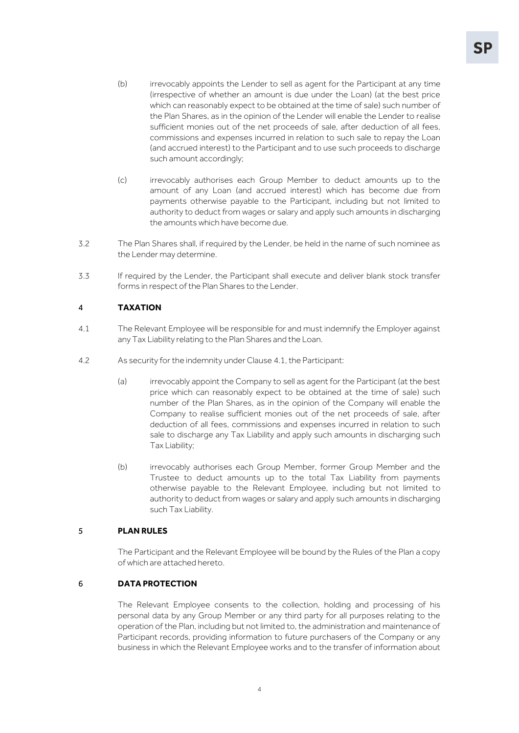(b) irrevocably appoints the Lender to sell as agent for the Participant at any time (irrespective of whether an amount is due under the Loan) (at the best price which can reasonably expect to be obtained at the time of sale) such number of the Plan Shares, as in the opinion of the Lender will enable the Lender to realise sufficient monies out of the net proceeds of sale, after deduction of all fees, commissions and expenses incurred in relation to such sale to repay the Loan (and accrued interest) to the Participant and to use such proceeds to discharge such amount accordingly;

(c) irrevocably authorises each Group Member to deduct amounts up to the amount of any Loan (and accrued interest) which has become due from payments otherwise payable to the Participant, including but not limited to authority to deduct from wages or salary and apply such amounts in discharging the amounts which have become due.

3.2 The Plan Shares shall, if required by the Lender, be held in the name of such nominee as the Lender may determine.

3.3 If required by the Lender, the Participant shall execute and deliver blank stock transfer forms in respect of the Plan Shares to the Lender.

## 4 TAXATION

4.1 The Relevant Employee will be responsible for and must indemnify the Employer against any Tax Liability relating to the Plan Shares and the Loan.

4.2 As security for the indemnity under Clause 4.1, the Participant:

(a) irrevocably appoint the Company to sell as agent for the Participant (at the best price which can reasonably expect to be obtained at the time of sale) such number of the Plan Shares, as in the opinion of the Company will enable the Company to realise sufficient monies out of the net proceeds of sale, after deduction of all fees, commissions and expenses incurred in relation to such sale to discharge any Tax Liability and apply such amounts in discharging such Tax Liability;

(b) irrevocably authorises each Group Member, former Group Member and the Trustee to deduct amounts up to the total Tax Liability from payments otherwise payable to the Relevant Employee, including but not limited to authority to deduct from wages or salary and apply such amounts in discharging such Tax Liability.

## 5 PLAN RULES

The Participant and the Relevant Employee will be bound by the Rules of the Plan a copy of which are attached hereto.

## 6 DATA PROTECTION

The Relevant Employee consents to the collection, holding and processing of his personal data by any Group Member or any third party for all purposes relating to the operation of the Plan, including but not limited to, the administration and maintenance of Participant records, providing information to future purchasers of the Company or any business in which the Relevant Employee works and to the transfer of information about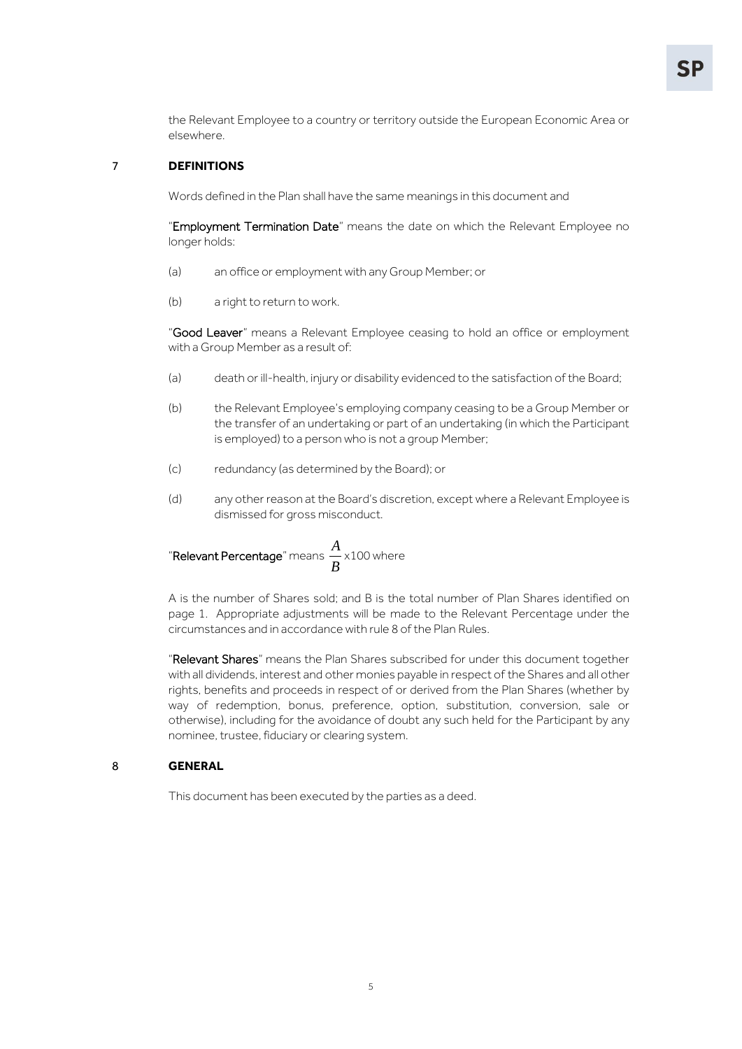the Relevant Employee to a country or territory outside the European Economic Area or elsewhere.

## 7 DEFINITIONS

Words defined in the Plan shall have the same meanings in this document and

"**Employment Termination Date**" means the date on which the Relevant Employee no longer holds:

(a) an office or employment with any Group Member; or

(b) a right to return to work.

"**Good Leaver**" means a Relevant Employee ceasing to hold an office or employment with a Group Member as a result of:

(a) death or ill-health, injury or disability evidenced to the satisfaction of the Board;

(b) the Relevant Employee's employing company ceasing to be a Group Member or the transfer of an undertaking or part of an undertaking (in which the Participant is employed) to a person who is not a group Member;

(c) redundancy (as determined by the Board); or

(d) any other reason at the Board's discretion, except where a Relevant Employee is dismissed for gross misconduct.

"**Relevant Percentage**" means $\frac{A}{B}$ x100 where

A is the number of Shares sold; and B is the total number of Plan Shares identified on page 1. Appropriate adjustments will be made to the Relevant Percentage under the circumstances and in accordance with rule 8 of the Plan Rules.

"**Relevant Shares**" means the Plan Shares subscribed for under this document together with all dividends, interest and other monies payable in respect of the Shares and all other rights, benefits and proceeds in respect of or derived from the Plan Shares (whether by way of redemption, bonus, preference, option, substitution, conversion, sale or otherwise), including for the avoidance of doubt any such held for the Participant by any nominee, trustee, fiduciary or clearing system.

## 8 GENERAL

This document has been executed by the parties as a deed.